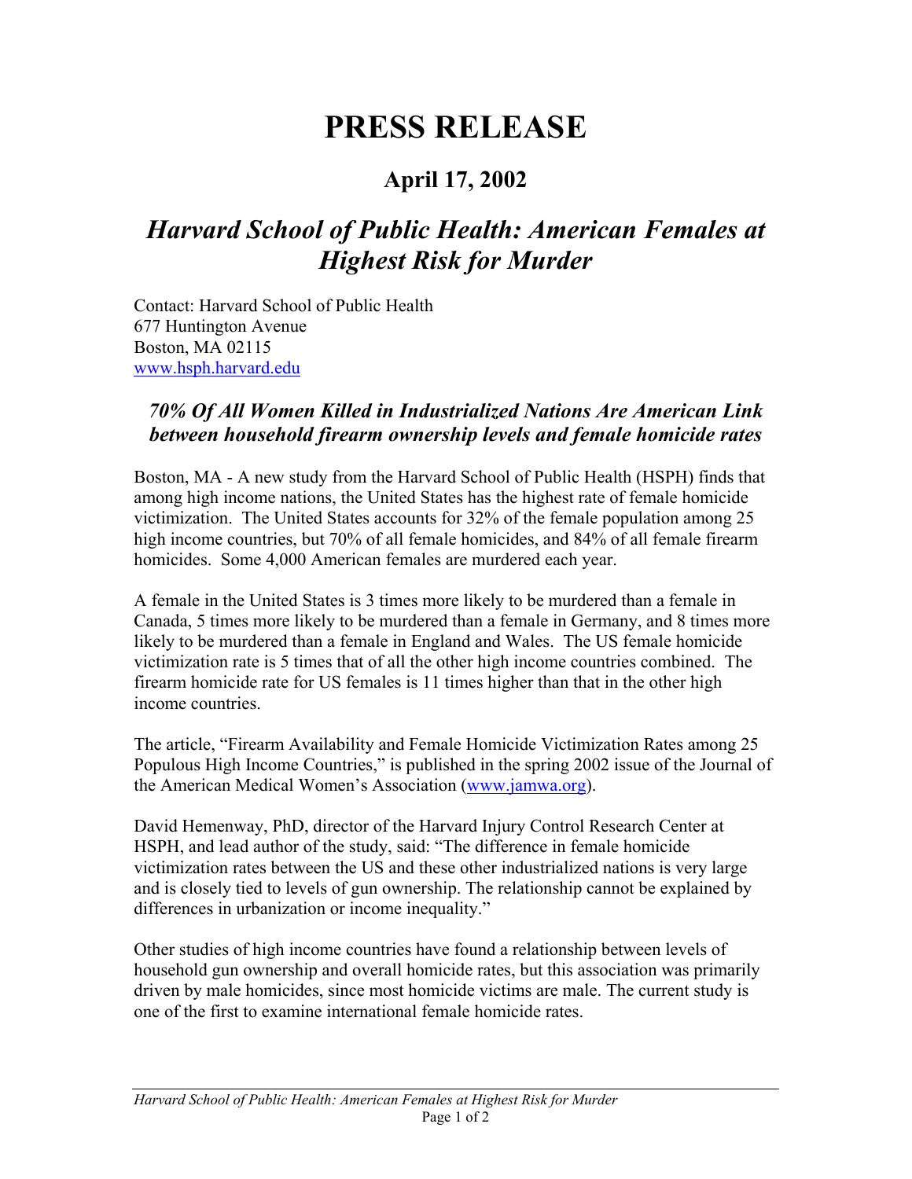# PRESS RELEASE

## April 17, 2002

## *Harvard School of Public Health: American Females at Highest Risk for Murder*

Contact: Harvard School of Public Health
677 Huntington Avenue
Boston, MA 02115
[www.hsph.harvard.edu](http://www.hsph.harvard.edu)

### *70% Of All Women Killed in Industrialized Nations Are American Link between household firearm ownership levels and female homicide rates*

Boston, MA - A new study from the Harvard School of Public Health (HSPH) finds that among high income nations, the United States has the highest rate of female homicide victimization. The United States accounts for 32% of the female population among 25 high income countries, but 70% of all female homicides, and 84% of all female firearm homicides. Some 4,000 American females are murdered each year.

A female in the United States is 3 times more likely to be murdered than a female in Canada, 5 times more likely to be murdered than a female in Germany, and 8 times more likely to be murdered than a female in England and Wales. The US female homicide victimization rate is 5 times that of all the other high income countries combined. The firearm homicide rate for US females is 11 times higher than that in the other high income countries.

The article, "Firearm Availability and Female Homicide Victimization Rates among 25 Populous High Income Countries," is published in the spring 2002 issue of the Journal of the American Medical Women's Association ([www.jamwa.org](http://www.jamwa.org)).

David Hemenway, PhD, director of the Harvard Injury Control Research Center at HSPH, and lead author of the study, said: "The difference in female homicide victimization rates between the US and these other industrialized nations is very large and is closely tied to levels of gun ownership. The relationship cannot be explained by differences in urbanization or income inequality."

Other studies of high income countries have found a relationship between levels of household gun ownership and overall homicide rates, but this association was primarily driven by male homicides, since most homicide victims are male. The current study is one of the first to examine international female homicide rates.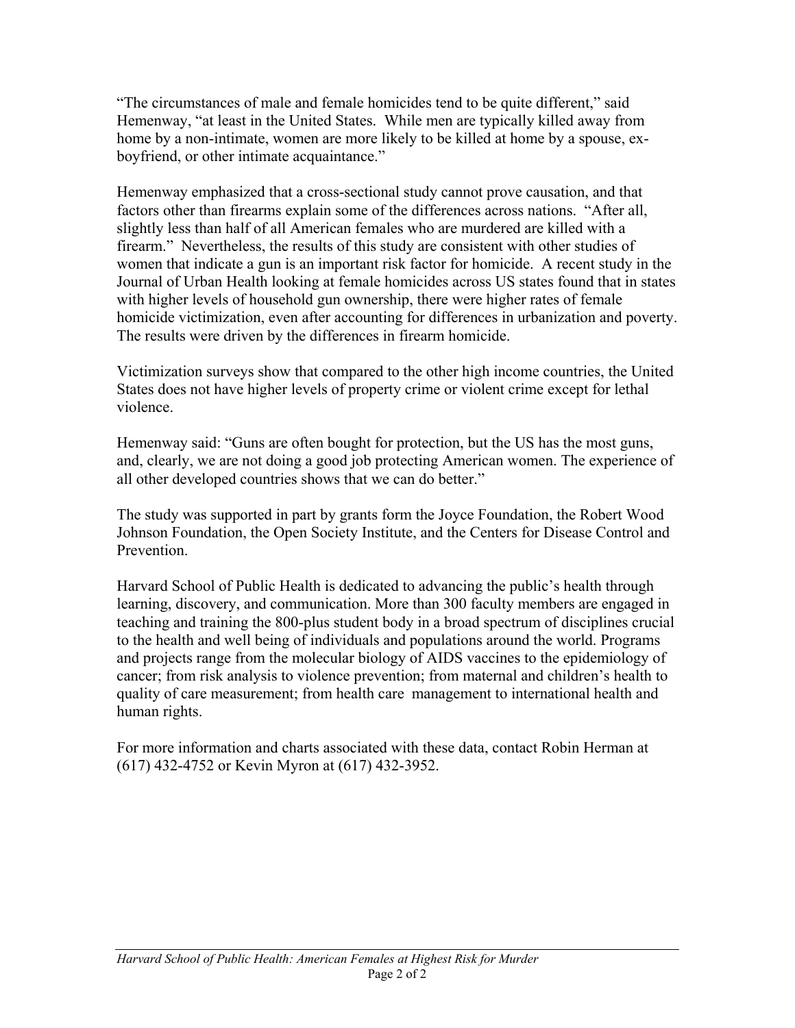"The circumstances of male and female homicides tend to be quite different," said Hemenway, "at least in the United States. While men are typically killed away from home by a non-intimate, women are more likely to be killed at home by a spouse, ex-boyfriend, or other intimate acquaintance."

Hemenway emphasized that a cross-sectional study cannot prove causation, and that factors other than firearms explain some of the differences across nations. "After all, slightly less than half of all American females who are murdered are killed with a firearm." Nevertheless, the results of this study are consistent with other studies of women that indicate a gun is an important risk factor for homicide. A recent study in the Journal of Urban Health looking at female homicides across US states found that in states with higher levels of household gun ownership, there were higher rates of female homicide victimization, even after accounting for differences in urbanization and poverty. The results were driven by the differences in firearm homicide.

Victimization surveys show that compared to the other high income countries, the United States does not have higher levels of property crime or violent crime except for lethal violence.

Hemenway said: "Guns are often bought for protection, but the US has the most guns, and, clearly, we are not doing a good job protecting American women. The experience of all other developed countries shows that we can do better."

The study was supported in part by grants form the Joyce Foundation, the Robert Wood Johnson Foundation, the Open Society Institute, and the Centers for Disease Control and Prevention.

Harvard School of Public Health is dedicated to advancing the public's health through learning, discovery, and communication. More than 300 faculty members are engaged in teaching and training the 800-plus student body in a broad spectrum of disciplines crucial to the health and well being of individuals and populations around the world. Programs and projects range from the molecular biology of AIDS vaccines to the epidemiology of cancer; from risk analysis to violence prevention; from maternal and children's health to quality of care measurement; from health care management to international health and human rights.

For more information and charts associated with these data, contact Robin Herman at (617) 432-4752 or Kevin Myron at (617) 432-3952.